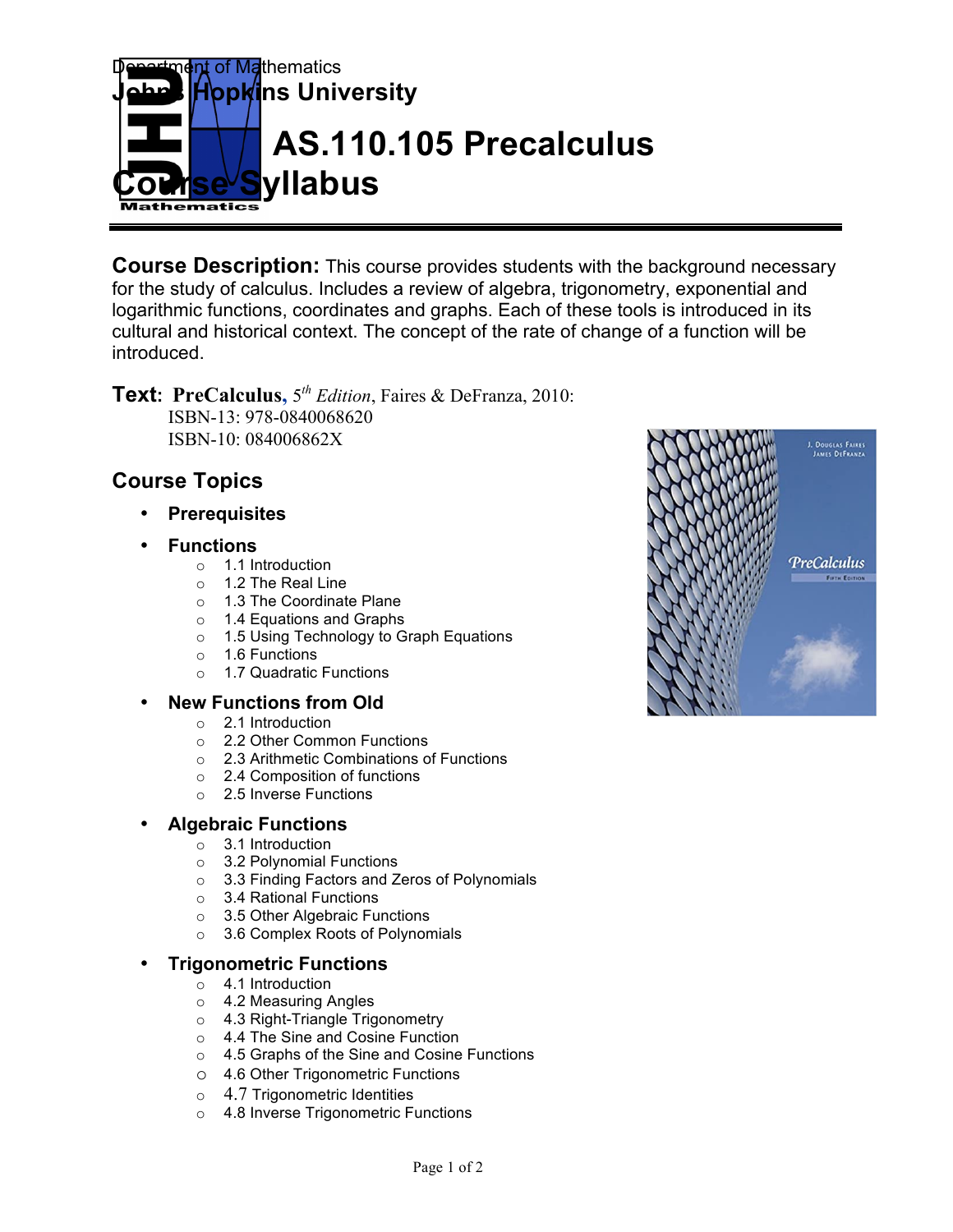Department of Mathematics

**Johns Hopkins University**

# AS.110.105 Precalculus Course Syllabus

**Course Description:** This course provides students with the background necessary for the study of calculus. Includes a review of algebra, trigonometry, exponential and logarithmic functions, coordinates and graphs. Each of these tools is introduced in its cultural and historical context. The concept of the rate of change of a function will be introduced.

**Text: PreCalculus**, 5th *Edition*, Faires & DeFranza, 2010:
ISBN-13: 978-0840068620
ISBN-10: 084006862X

## Course Topics

- **Prerequisites**
- **Functions**
  - 1.1 Introduction
  - 1.2 The Real Line
  - 1.3 The Coordinate Plane
  - 1.4 Equations and Graphs
  - 1.5 Using Technology to Graph Equations
  - 1.6 Functions
  - 1.7 Quadratic Functions
- **New Functions from Old**
  - 2.1 Introduction
  - 2.2 Other Common Functions
  - 2.3 Arithmetic Combinations of Functions
  - 2.4 Composition of functions
  - 2.5 Inverse Functions
- **Algebraic Functions**
  - 3.1 Introduction
  - 3.2 Polynomial Functions
  - 3.3 Finding Factors and Zeros of Polynomials
  - 3.4 Rational Functions
  - 3.5 Other Algebraic Functions
  - 3.6 Complex Roots of Polynomials
- **Trigonometric Functions**
  - 4.1 Introduction
  - 4.2 Measuring Angles
  - 4.3 Right-Triangle Trigonometry
  - 4.4 The Sine and Cosine Function
  - 4.5 Graphs of the Sine and Cosine Functions
  - 4.6 Other Trigonometric Functions
  - 4.7 Trigonometric Identities
  - 4.8 Inverse Trigonometric Functions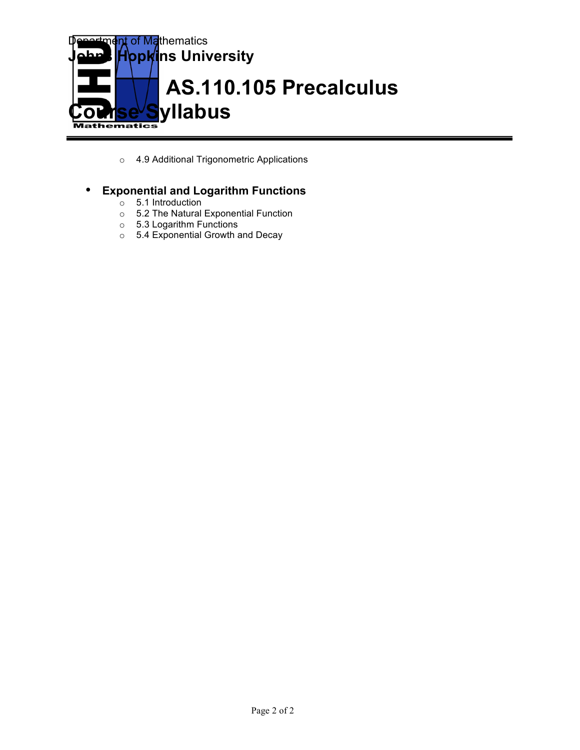- 4.9 Additional Trigonometric Applications

- **Exponential and Logarithm Functions**
  - 5.1 Introduction
  - 5.2 The Natural Exponential Function
  - 5.3 Logarithm Functions
  - 5.4 Exponential Growth and Decay